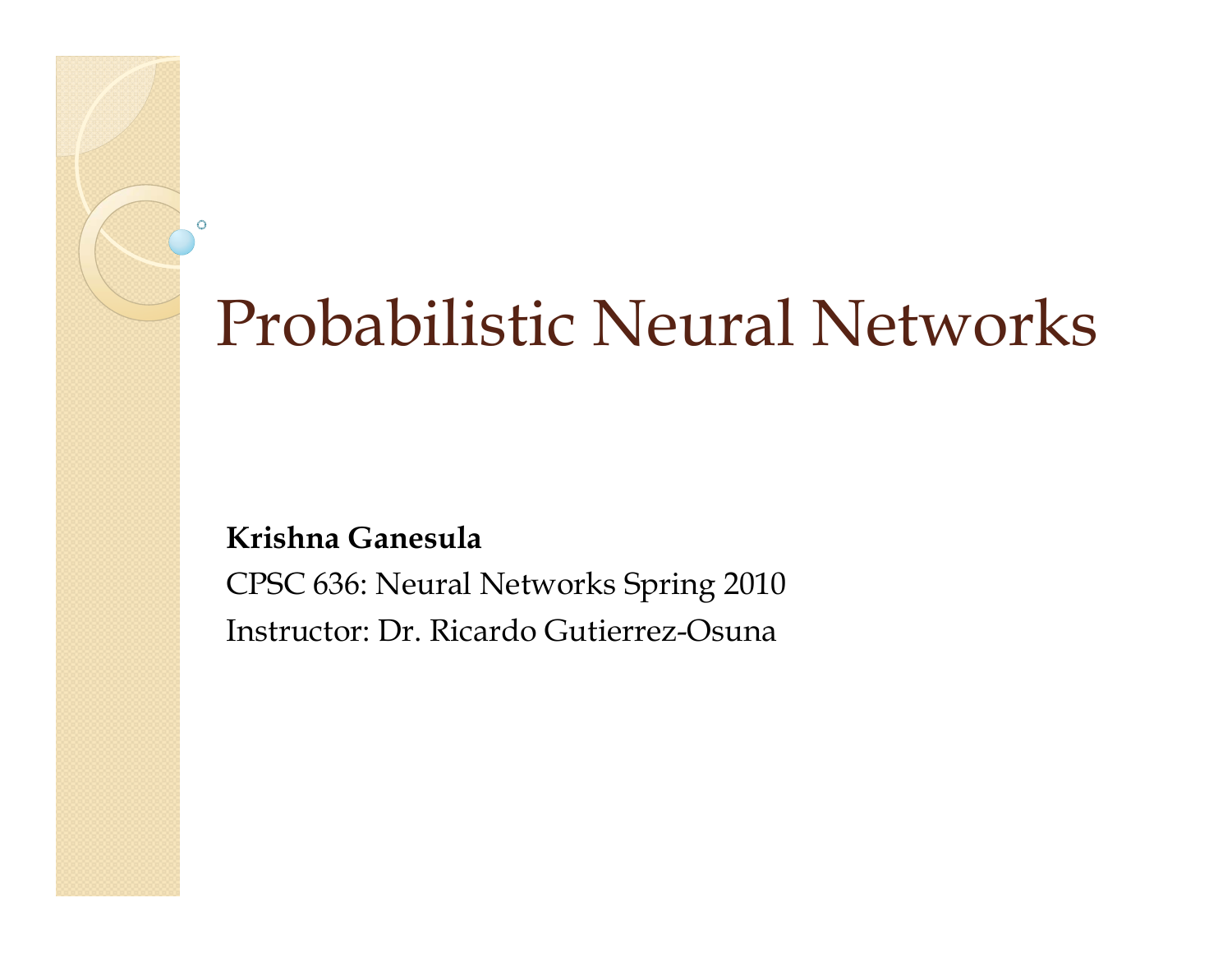# Probabilistic Neural Networks

**Krishna Ganesula**

CPSC 636: Neural Networks Spring 2010

Instructor: Dr. Ricardo Gutierrez-Osuna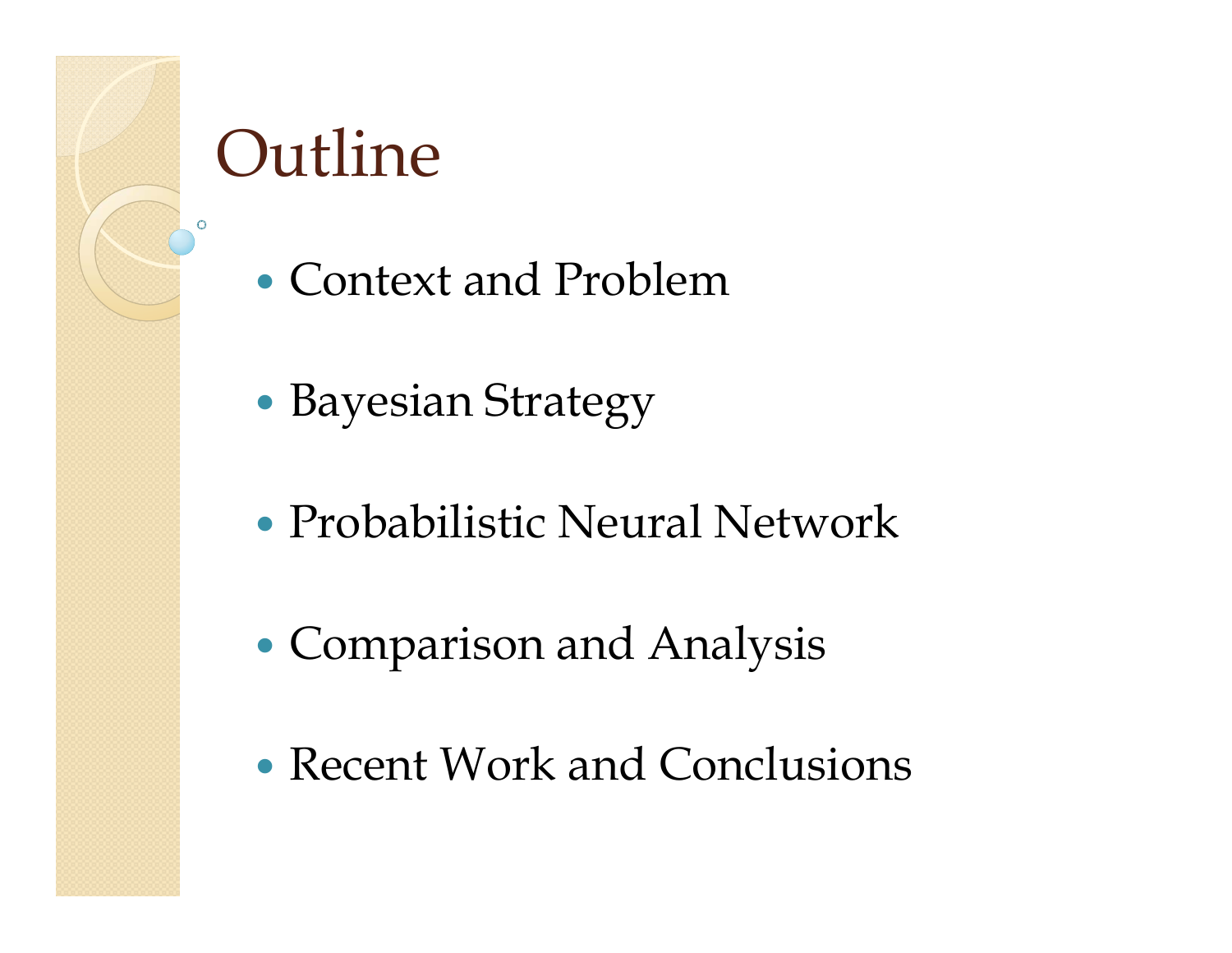# Outline

- Context and Problem
- Bayesian Strategy
- Probabilistic Neural Network
- Comparison and Analysis
- Recent Work and Conclusions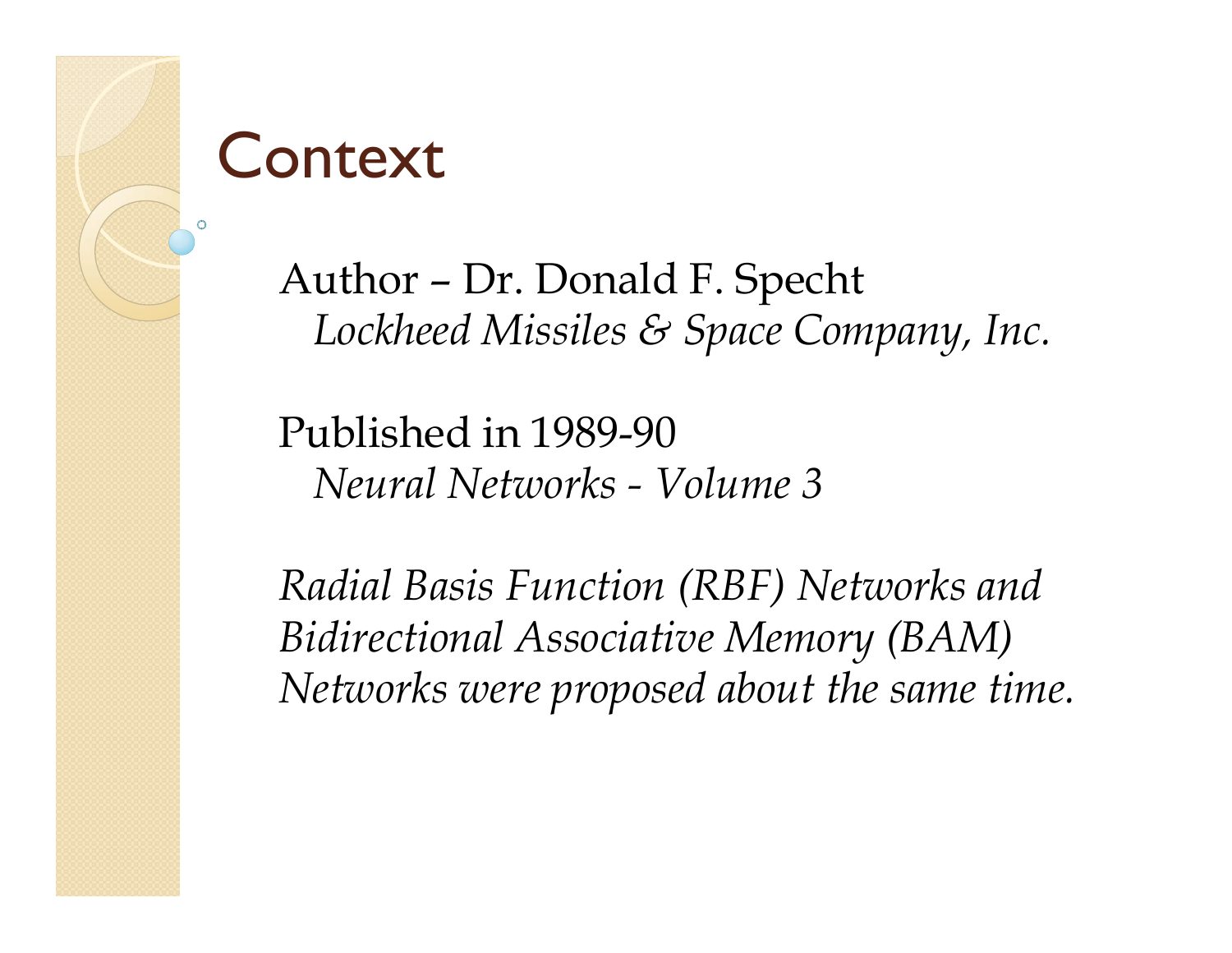# Context

Author – Dr. Donald F. Specht
*Lockheed Missiles & Space Company, Inc.*

Published in 1989-90
*Neural Networks - Volume 3*

*Radial Basis Function (RBF) Networks and Bidirectional Associative Memory (BAM) Networks were proposed about the same time.*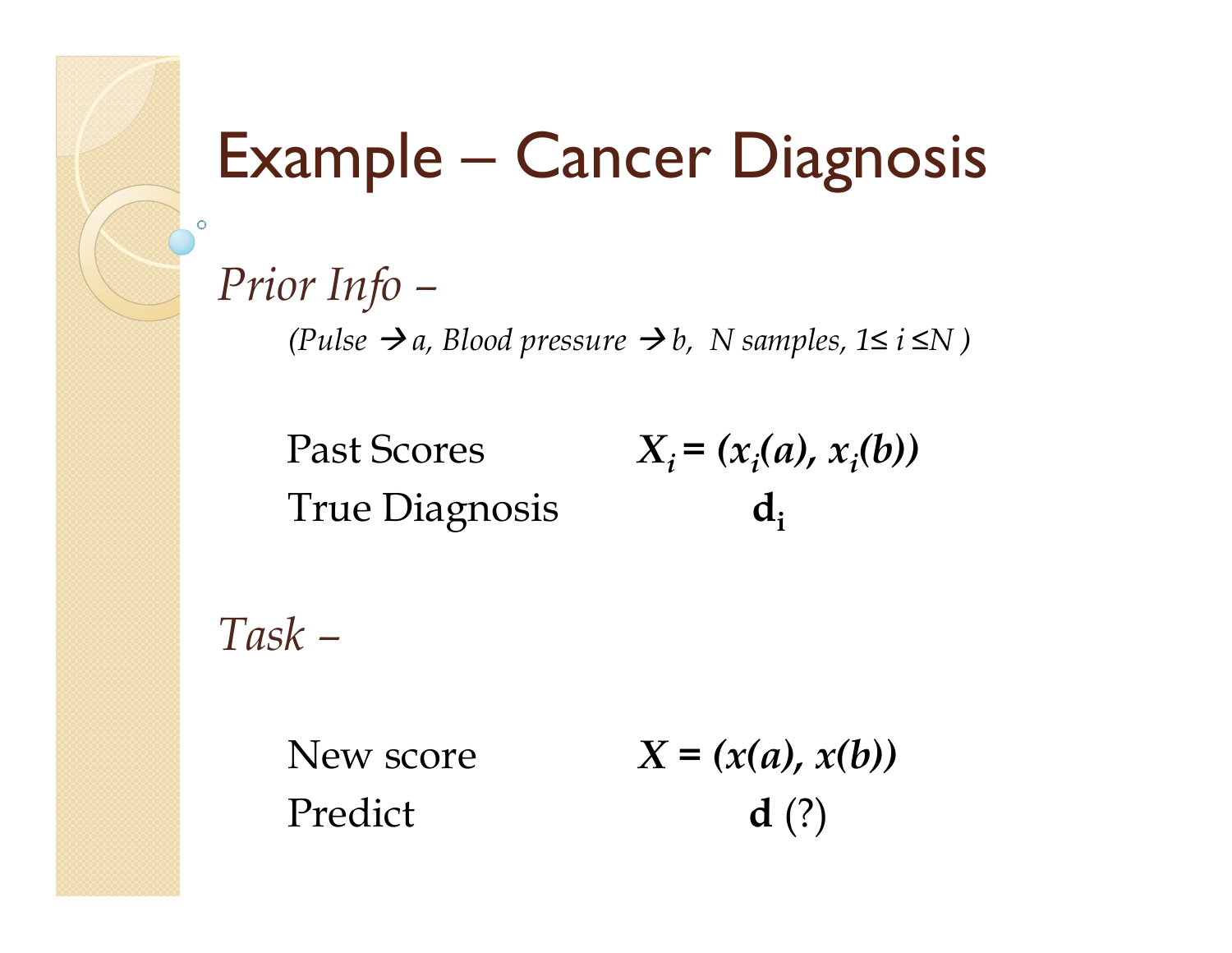# Example – Cancer Diagnosis

*Prior Info –*

*(Pulse → a, Blood pressure → b, N samples, $1 \leq i \leq N$ )*

| | |
|---|---|
| Past Scores | $X_i = (x_i(a), x_i(b))$ |
| True Diagnosis | $\mathbf{d}_i$ |

*Task –*

| | |
|---|---|
| New score | $X = (x(a), x(b))$ |
| Predict | $\mathbf{d}$ (?) |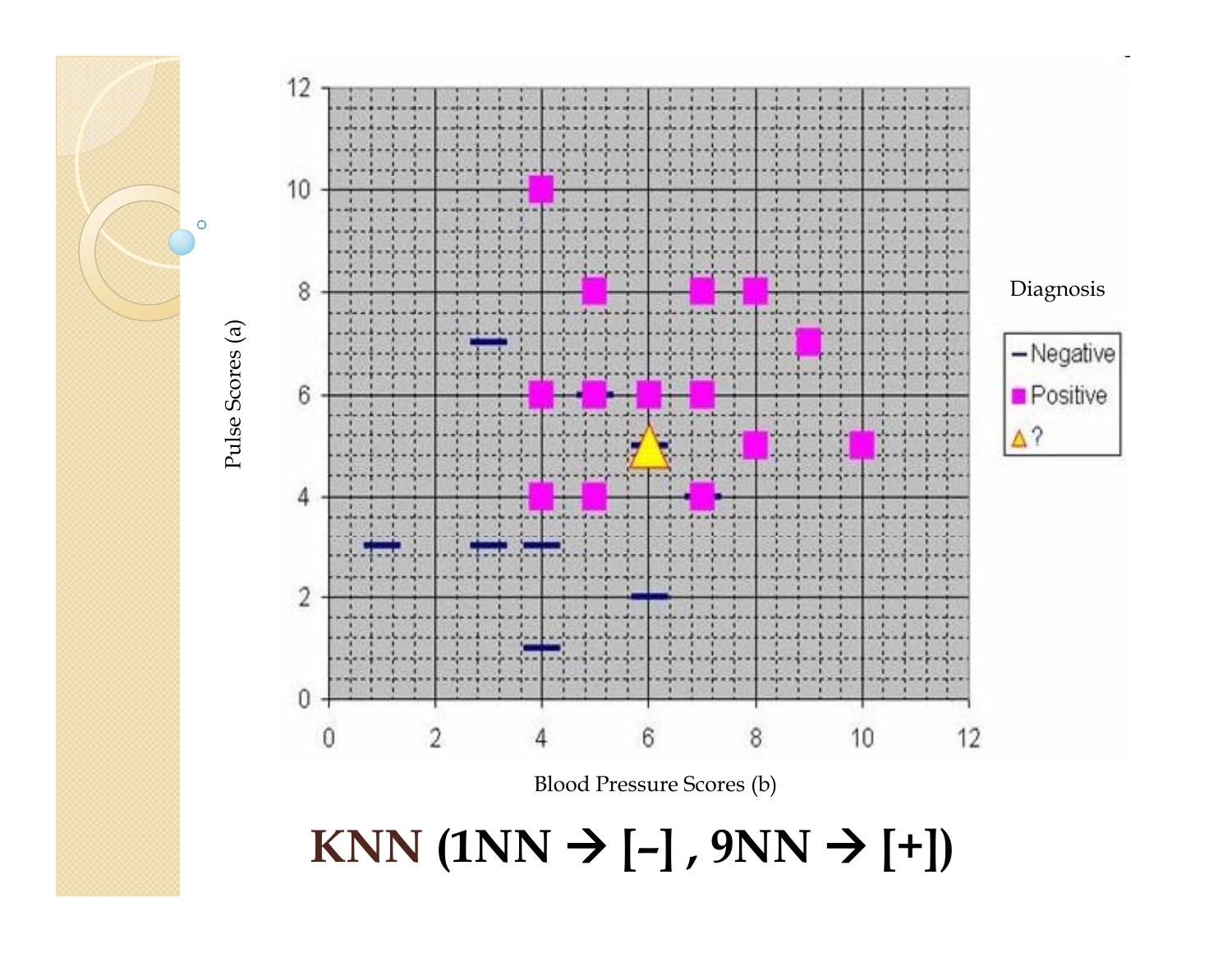**KNN (1NN → [–] , 9NN → [+])**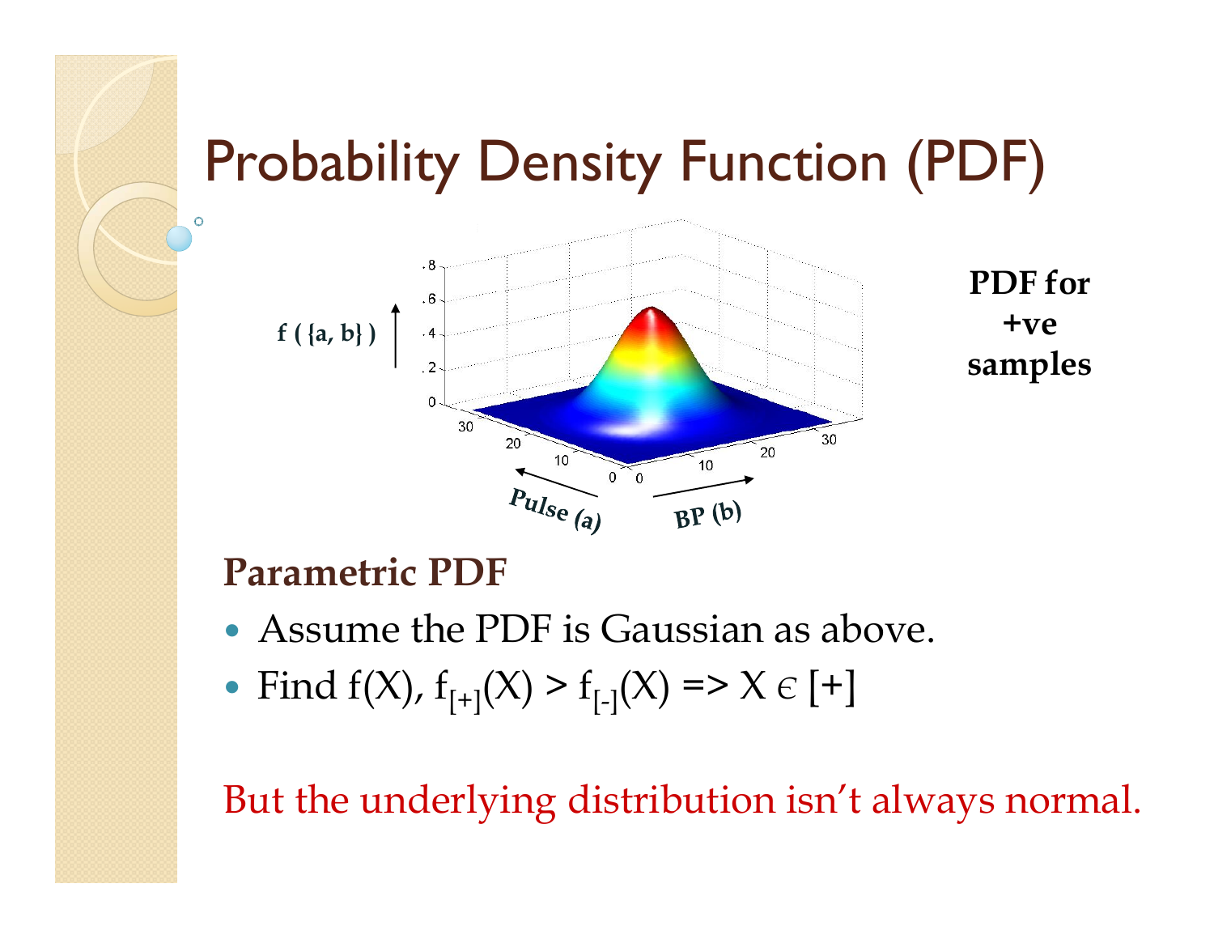# Probability Density Function (PDF)

PDF for +ve samples

## Parametric PDF

- Assume the PDF is Gaussian as above.
- Find f(X), $f_{[+]}(X) > f_{[-]}(X) \Rightarrow X \in [+]$

But the underlying distribution isn't always normal.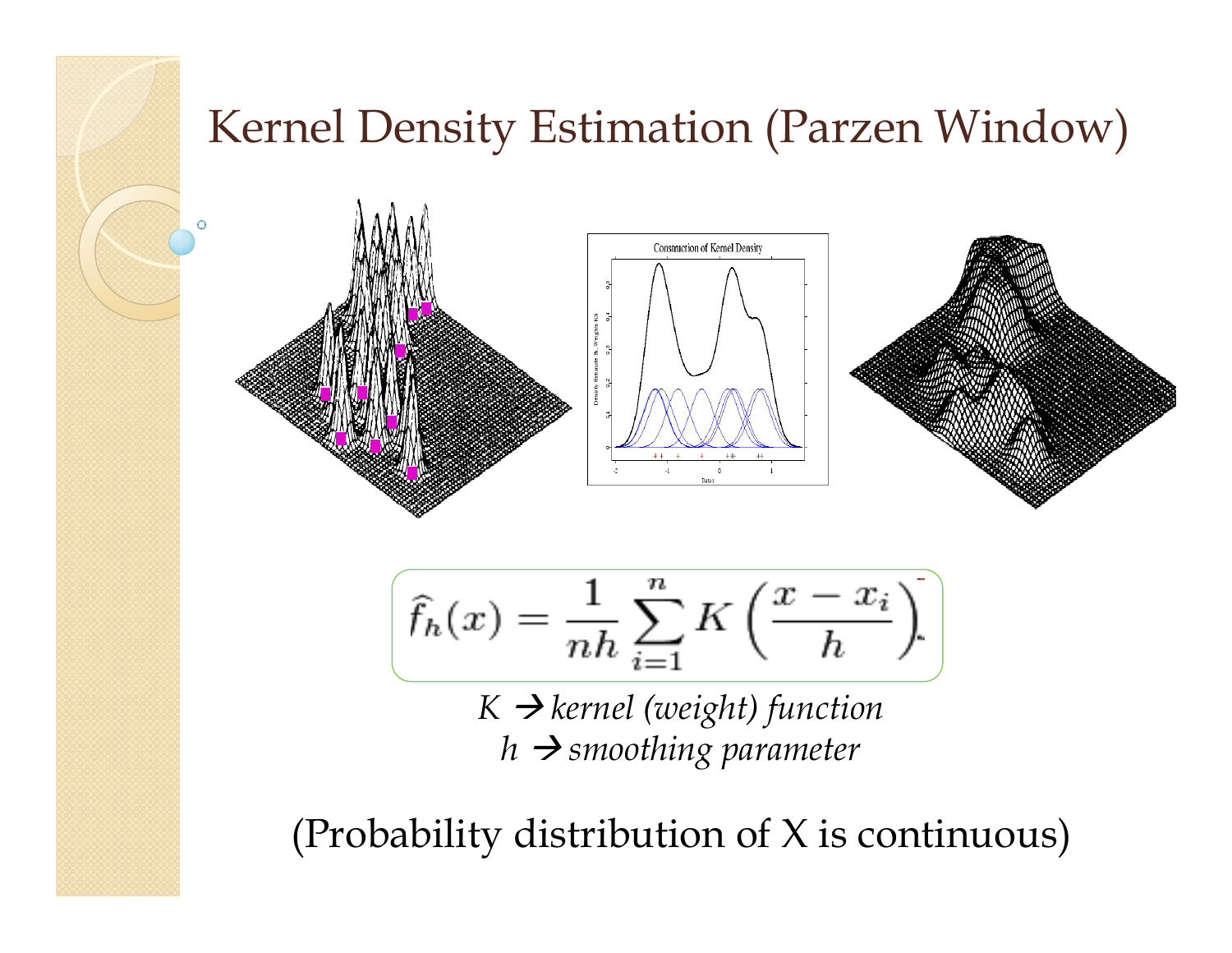# Kernel Density Estimation (Parzen Window)

$$\widehat{f}_h(x) = \frac{1}{nh}\sum_{i=1}^{n} K\left(\frac{x - x_i}{h}\right)$$

*K → kernel (weight) function*
*h → smoothing parameter*

(Probability distribution of X is continuous)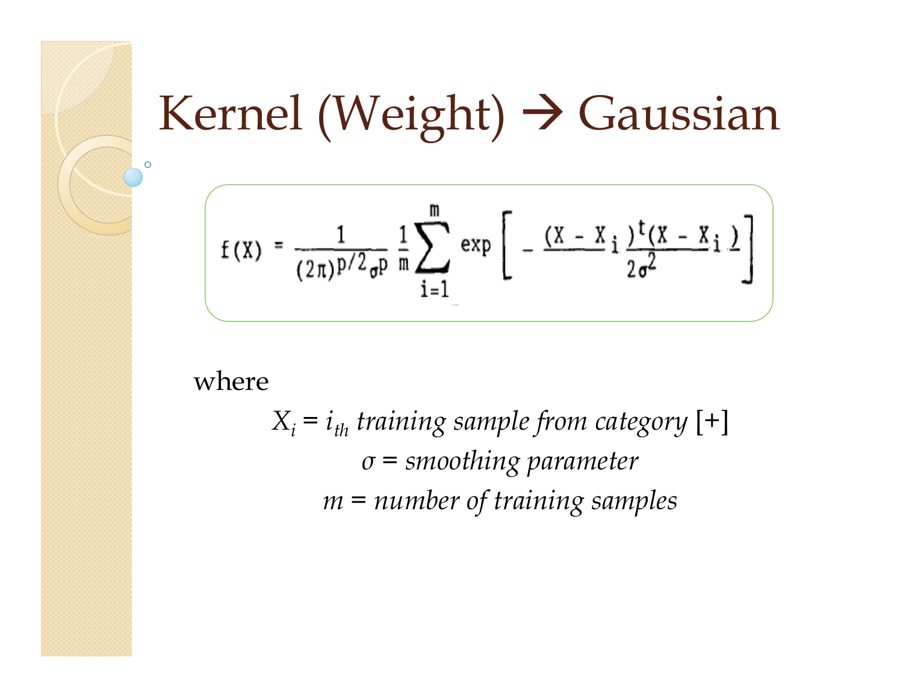# Kernel (Weight) → Gaussian

$$f(X) = \frac{1}{(2\pi)^{p/2}\sigma^p} \frac{1}{m} \sum_{i=1}^{m} \exp\left[ - \frac{(X - X_i)^t (X - X_i)}{2\sigma^2} \right]$$

where

$X_i$ = $i_{th}$ *training sample from category* [+]

$\sigma$ = *smoothing parameter*

$m$ = *number of training samples*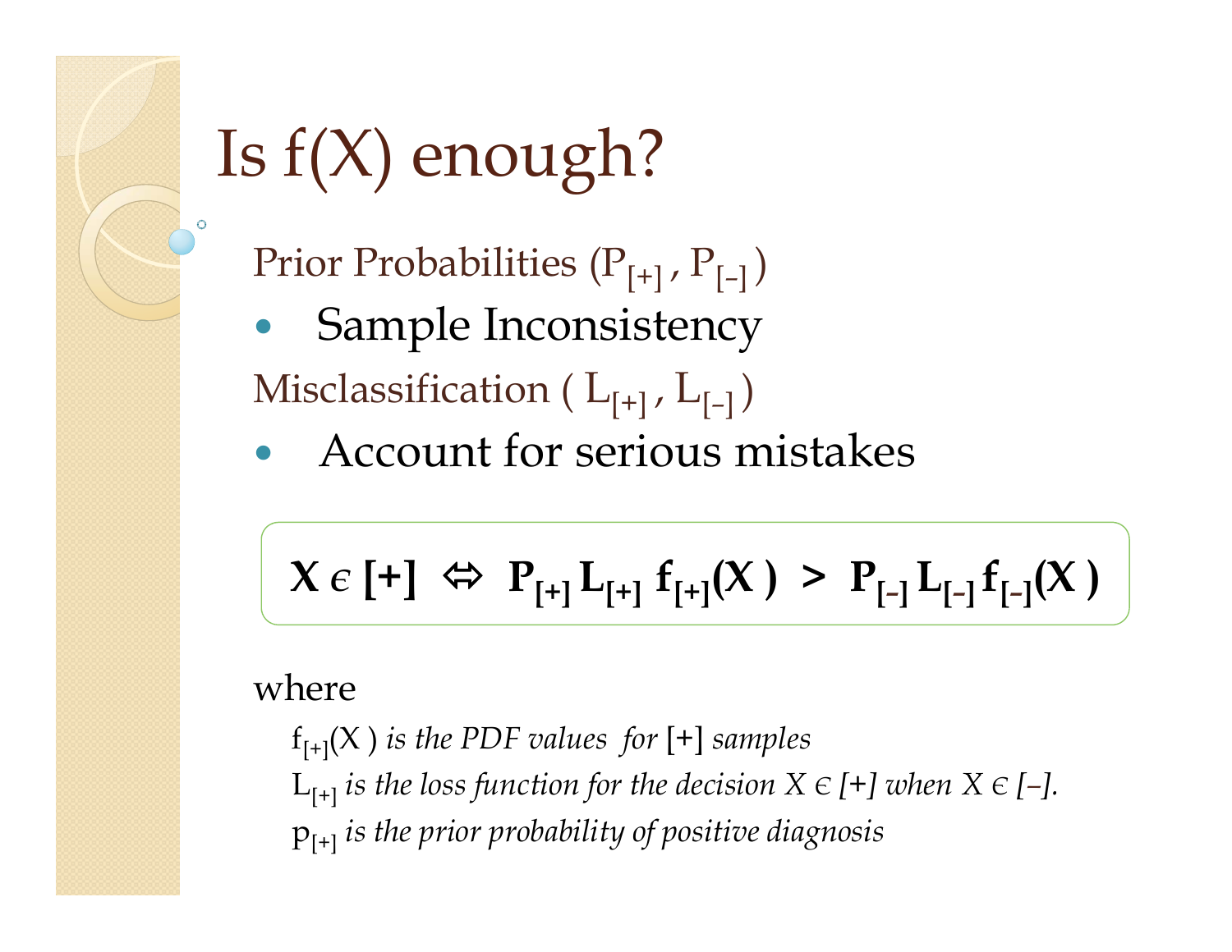# Is f(X) enough?

Prior Probabilities ($P_{[+]}$ , $P_{[-]}$ )

- Sample Inconsistency

Misclassification ( $L_{[+]}$ , $L_{[-]}$ )

- Account for serious mistakes

$$\mathbf{X \in [+] \;\Leftrightarrow\; P_{[+]} L_{[+]} f_{[+]}(X) \;>\; P_{[-]} L_{[-]} f_{[-]}(X)}$$

where

$f_{[+]}(X)$ *is the PDF values for* [+] *samples*

$L_{[+]}$ *is the loss function for the decision* $X \in$ *[+] when* $X \in$ *[–].*

$p_{[+]}$ *is the prior probability of positive diagnosis*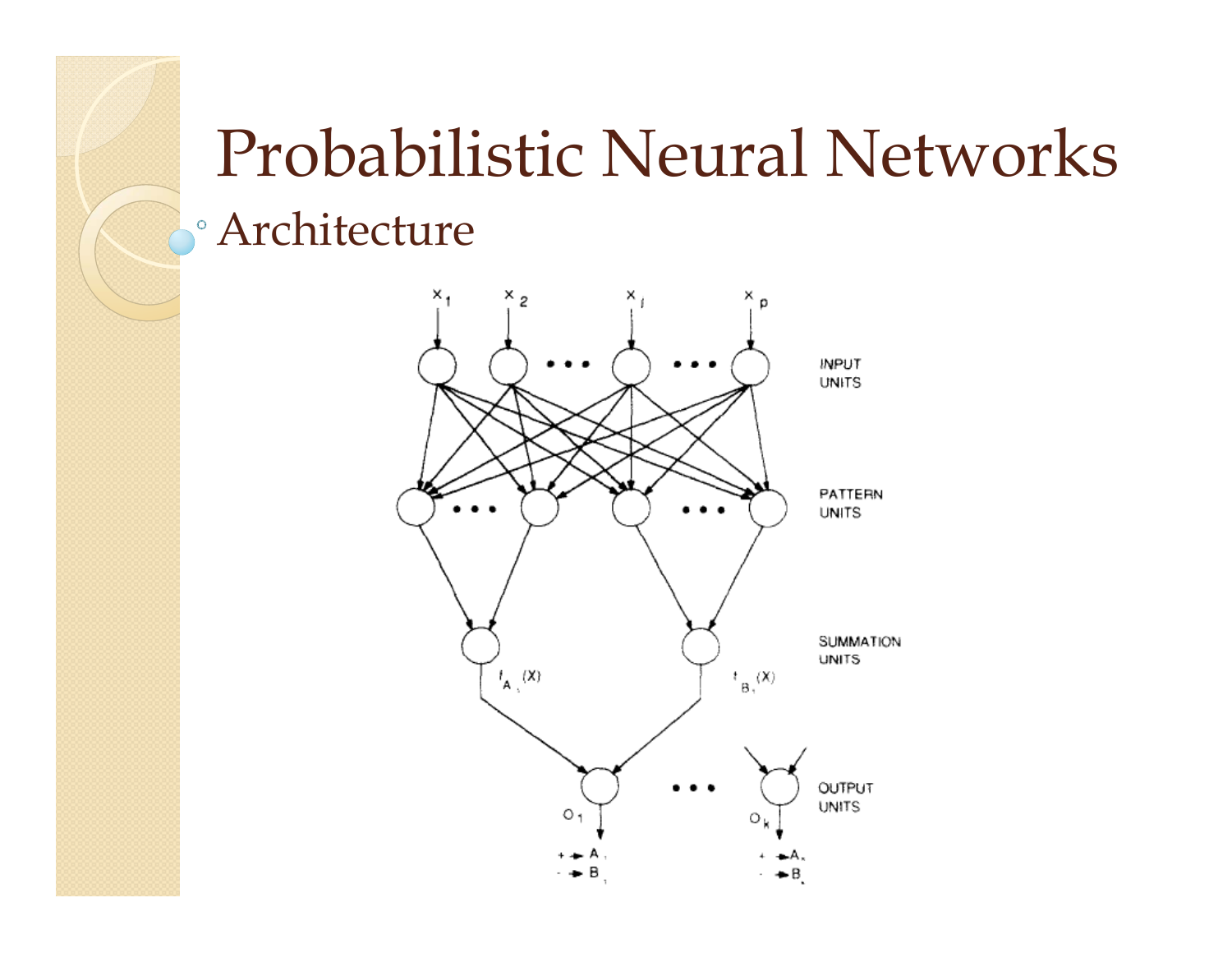# Probabilistic Neural Networks

- Architecture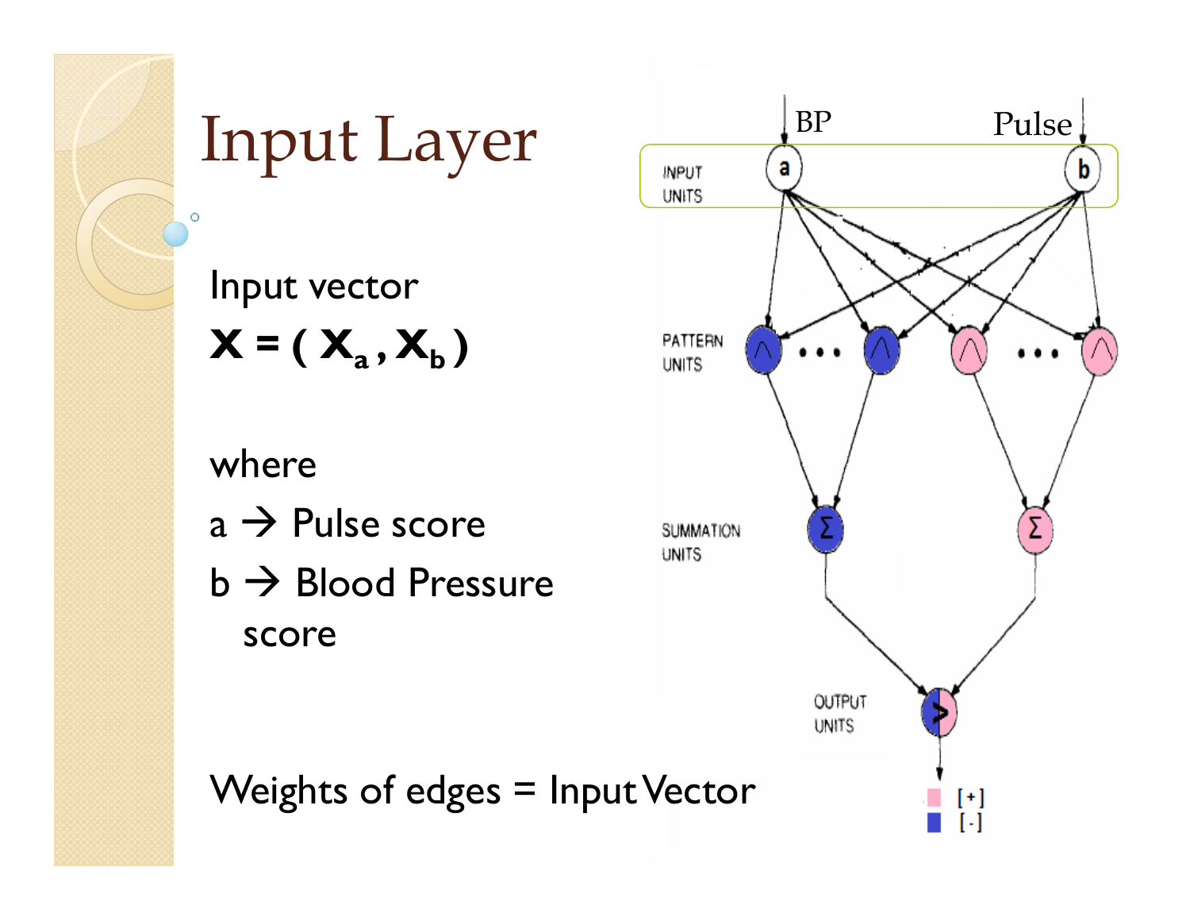# Input Layer

Input vector

$$\mathbf{X} = (\mathbf{X}_a, \mathbf{X}_b)$$

where

a → Pulse score

b → Blood Pressure score

Weights of edges = Input Vector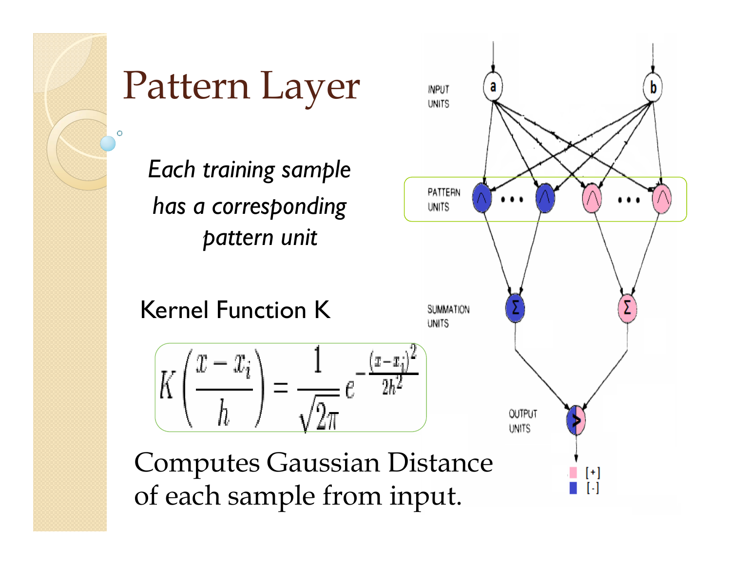# Pattern Layer

*Each training sample has a corresponding pattern unit*

Kernel Function K

$$K\left(\frac{x - x_i}{h}\right) = \frac{1}{\sqrt{2\pi}} e^{-\frac{(x - x_i)^2}{2h^2}}$$

Computes Gaussian Distance of each sample from input.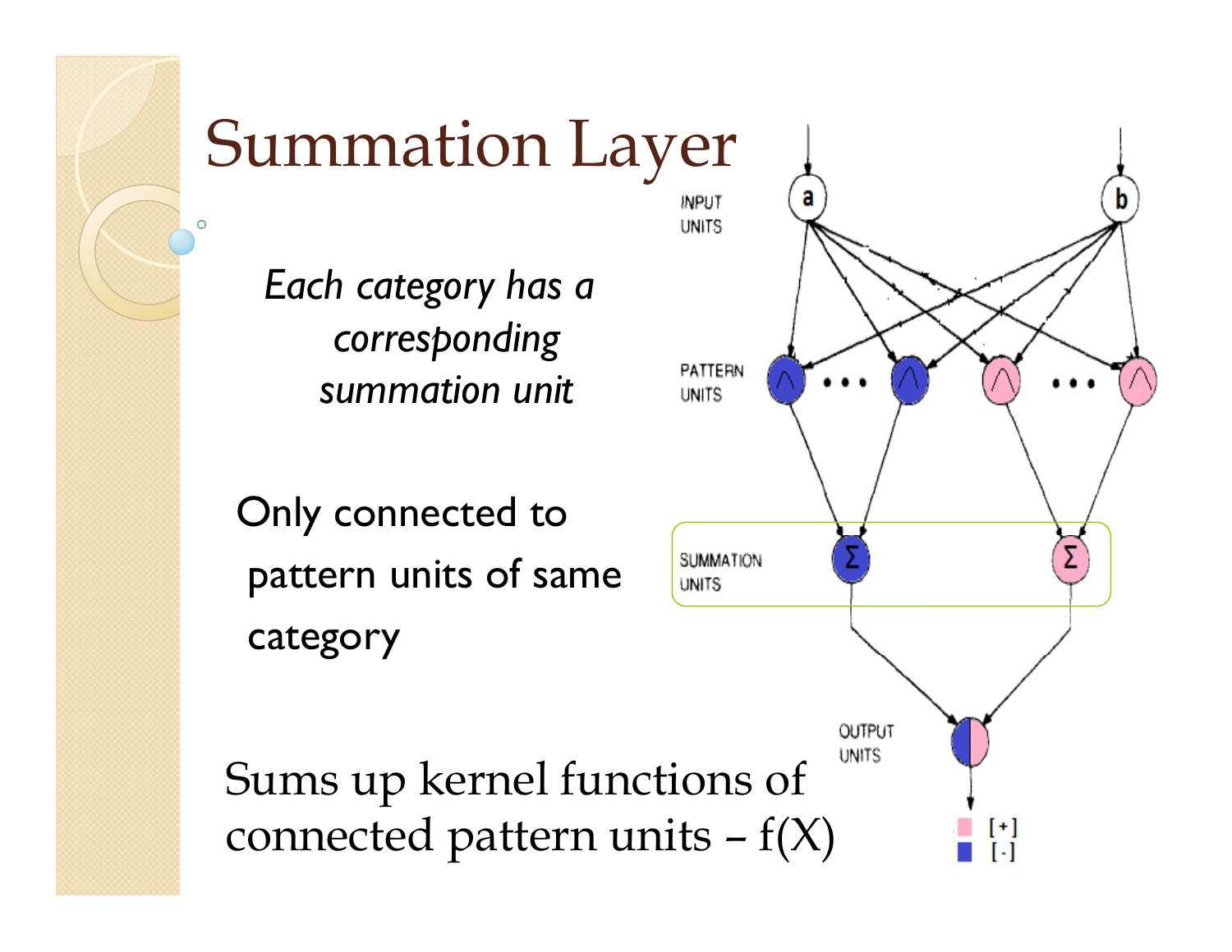# Summation Layer

*Each category has a corresponding summation unit*

Only connected to pattern units of same category

Sums up kernel functions of connected pattern units – $f(X)$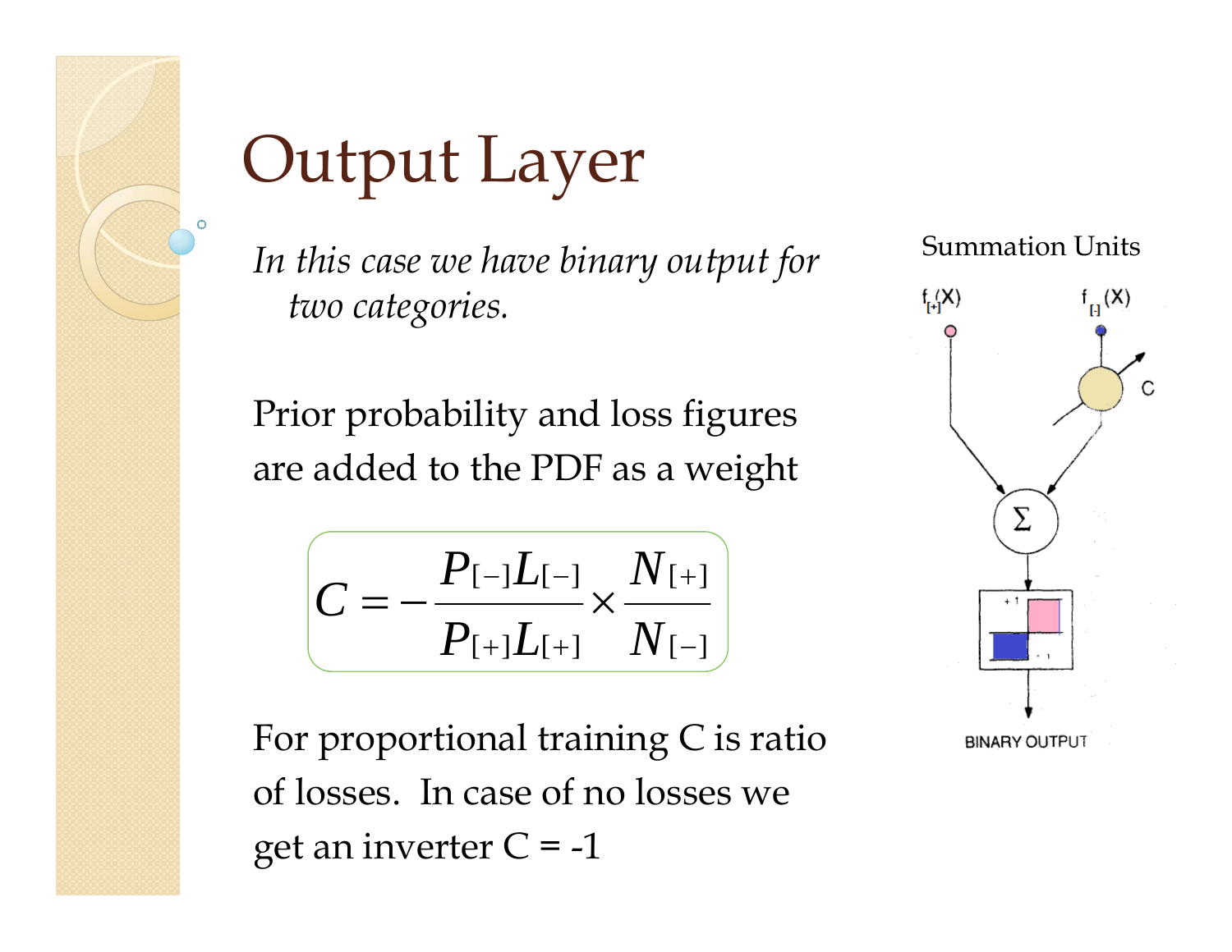# Output Layer

*In this case we have binary output for two categories.*

Prior probability and loss figures are added to the PDF as a weight

$$C = -\frac{P_{[-]}L_{[-]}}{P_{[+]}L_{[+]}} \times \frac{N_{[+]}}{N_{[-]}}$$

For proportional training C is ratio of losses. In case of no losses we get an inverter C = -1

Summation Units

$f_{[+]}(X)$

$f_{[-]}(X)$

C

Σ

+1

-1

BINARY OUTPUT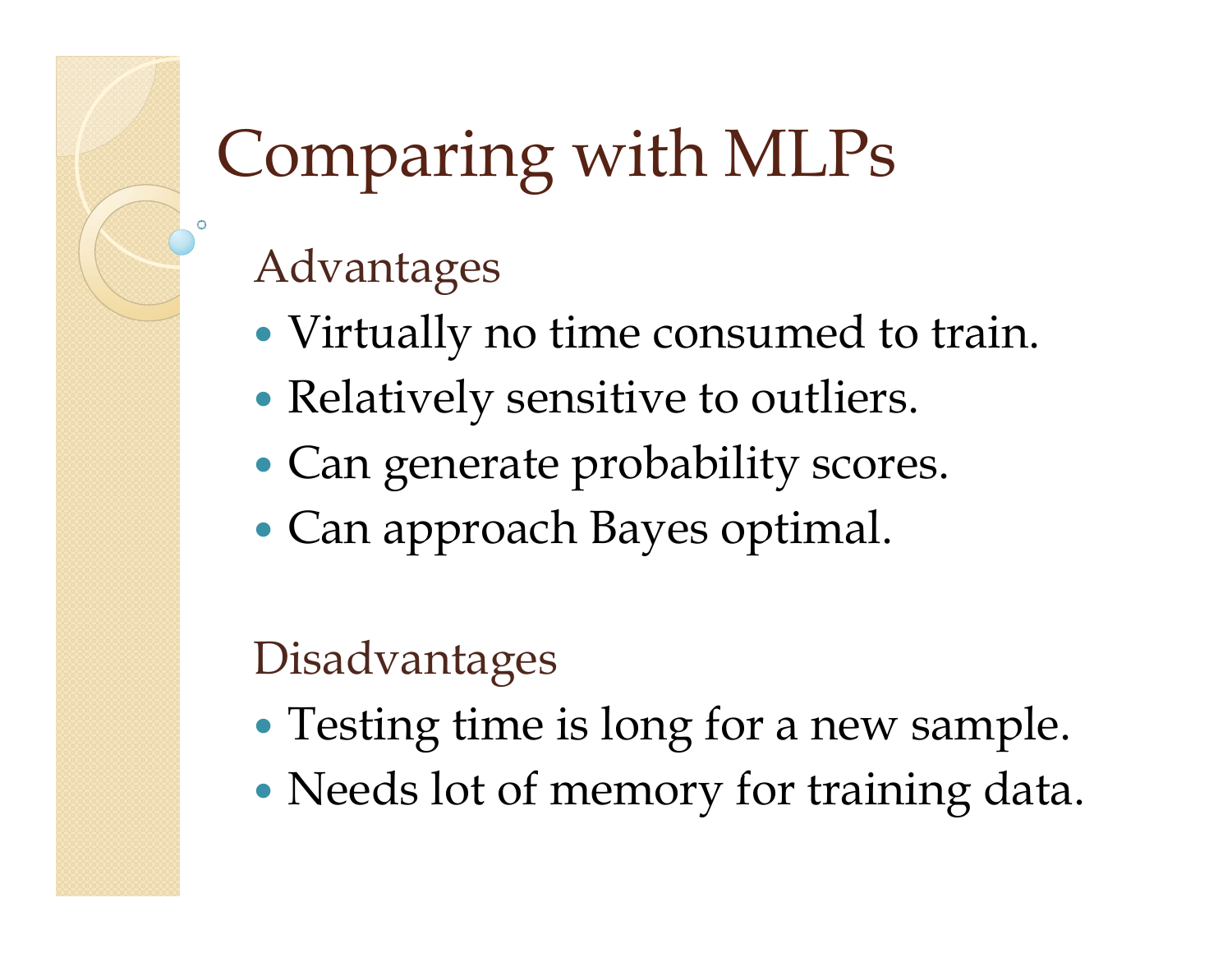# Comparing with MLPs

## Advantages

- Virtually no time consumed to train.
- Relatively sensitive to outliers.
- Can generate probability scores.
- Can approach Bayes optimal.

## Disadvantages

- Testing time is long for a new sample.
- Needs lot of memory for training data.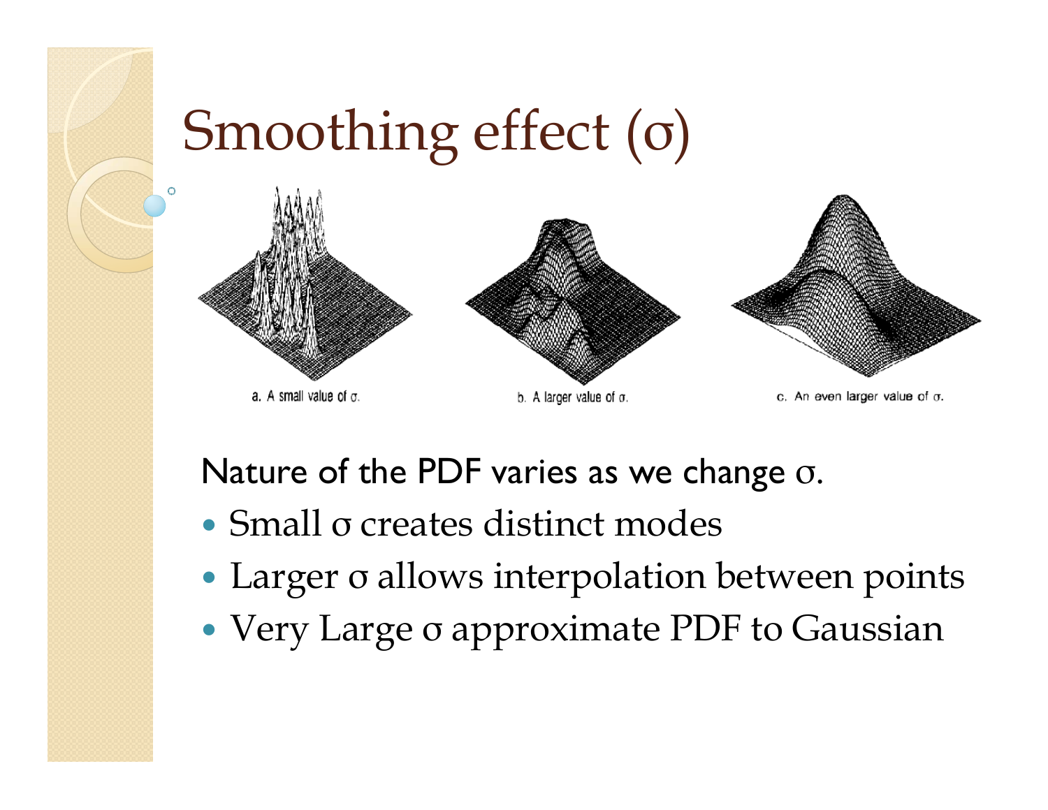# Smoothing effect (σ)

a. A small value of $\sigma$.

b. A larger value of $\sigma$.

c. An even larger value of $\sigma$.

Nature of the PDF varies as we change σ.

- Small σ creates distinct modes
- Larger σ allows interpolation between points
- Very Large σ approximate PDF to Gaussian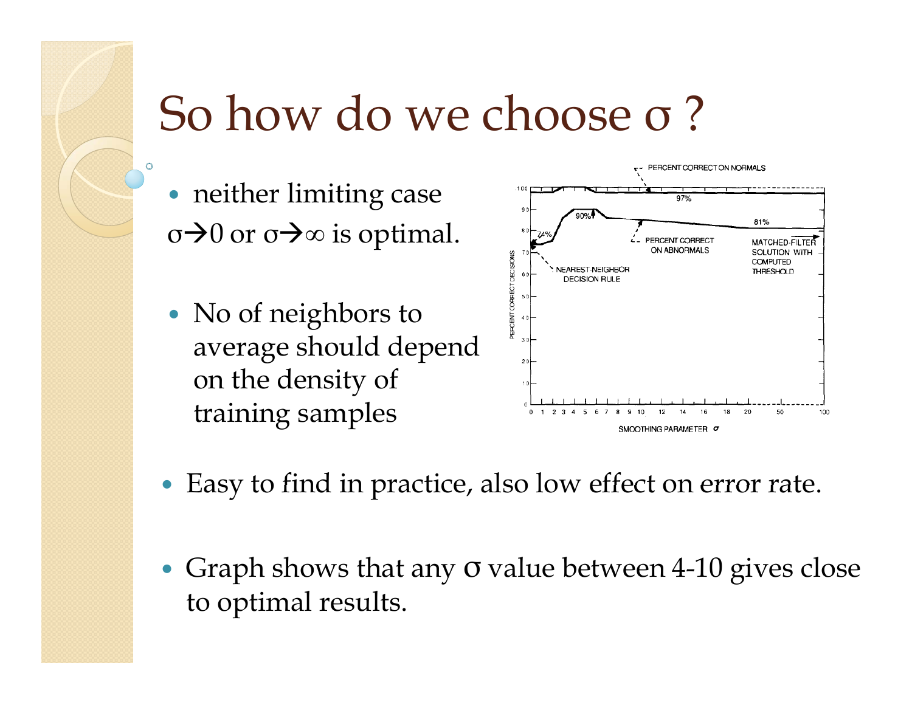# So how do we choose σ ?

- neither limiting case

$\sigma \rightarrow 0$ or $\sigma \rightarrow \infty$ is optimal.

- No of neighbors to average should depend on the density of training samples

- Easy to find in practice, also low effect on error rate.

- Graph shows that any σ value between 4-10 gives close to optimal results.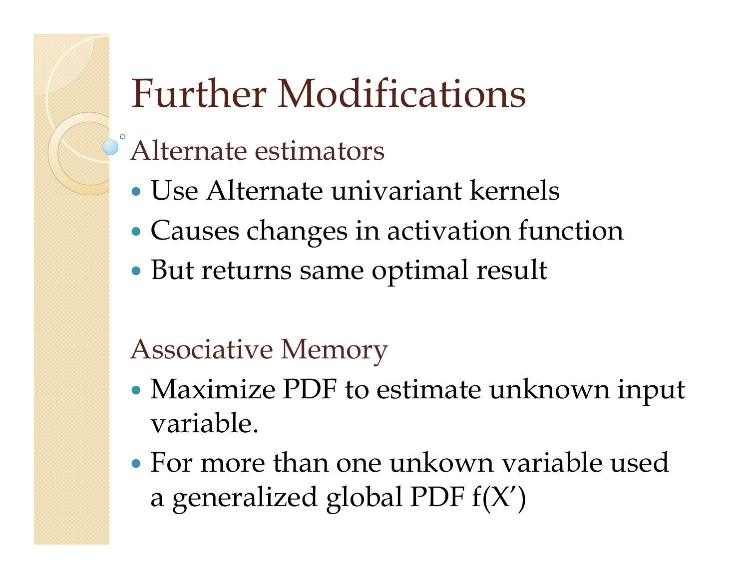# Further Modifications

## Alternate estimators

- Use Alternate univariant kernels
- Causes changes in activation function
- But returns same optimal result

## Associative Memory

- Maximize PDF to estimate unknown input variable.
- For more than one unkown variable used a generalized global PDF f(X')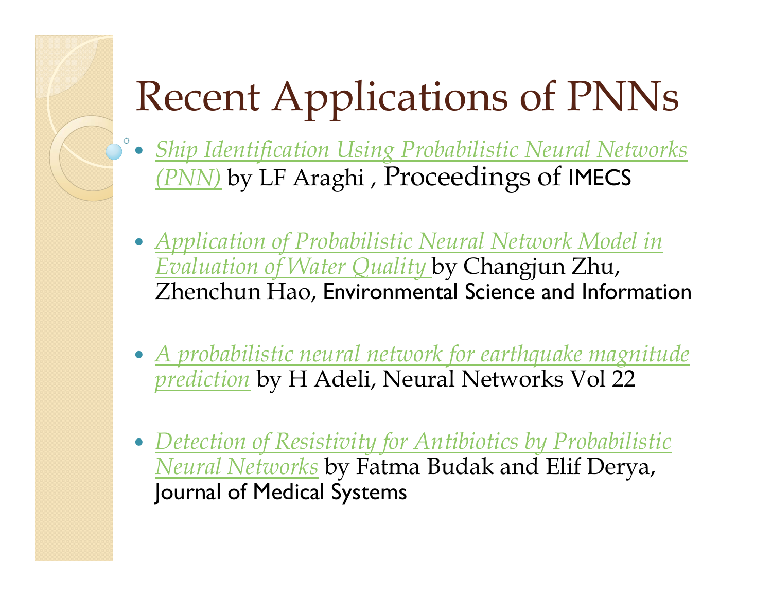# Recent Applications of PNNs

- *Ship Identification Using Probabilistic Neural Networks (PNN)* by LF Araghi , Proceedings of IMECS
- *Application of Probabilistic Neural Network Model in Evaluation of Water Quality* by Changjun Zhu, Zhenchun Hao, Environmental Science and Information
- *A probabilistic neural network for earthquake magnitude prediction* by H Adeli, Neural Networks Vol 22
- *Detection of Resistivity for Antibiotics by Probabilistic Neural Networks* by Fatma Budak and Elif Derya, Journal of Medical Systems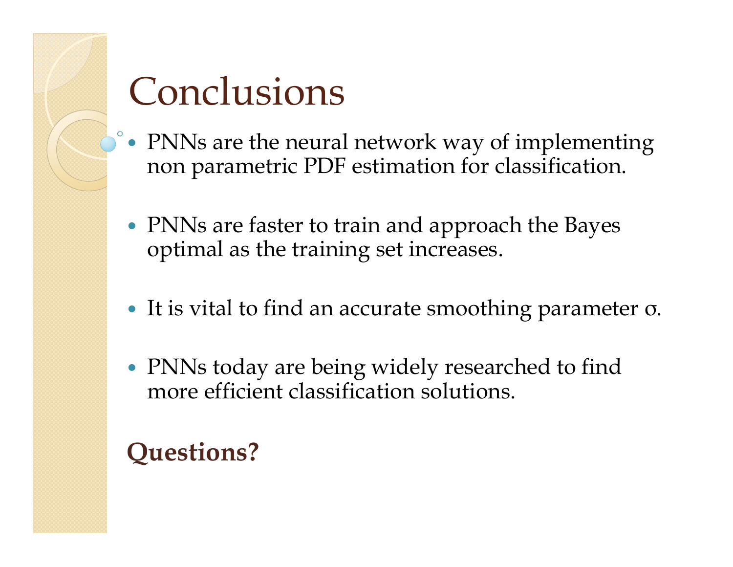# Conclusions

- PNNs are the neural network way of implementing non parametric PDF estimation for classification.
- PNNs are faster to train and approach the Bayes optimal as the training set increases.
- It is vital to find an accurate smoothing parameter $\sigma$.
- PNNs today are being widely researched to find more efficient classification solutions.

**Questions?**